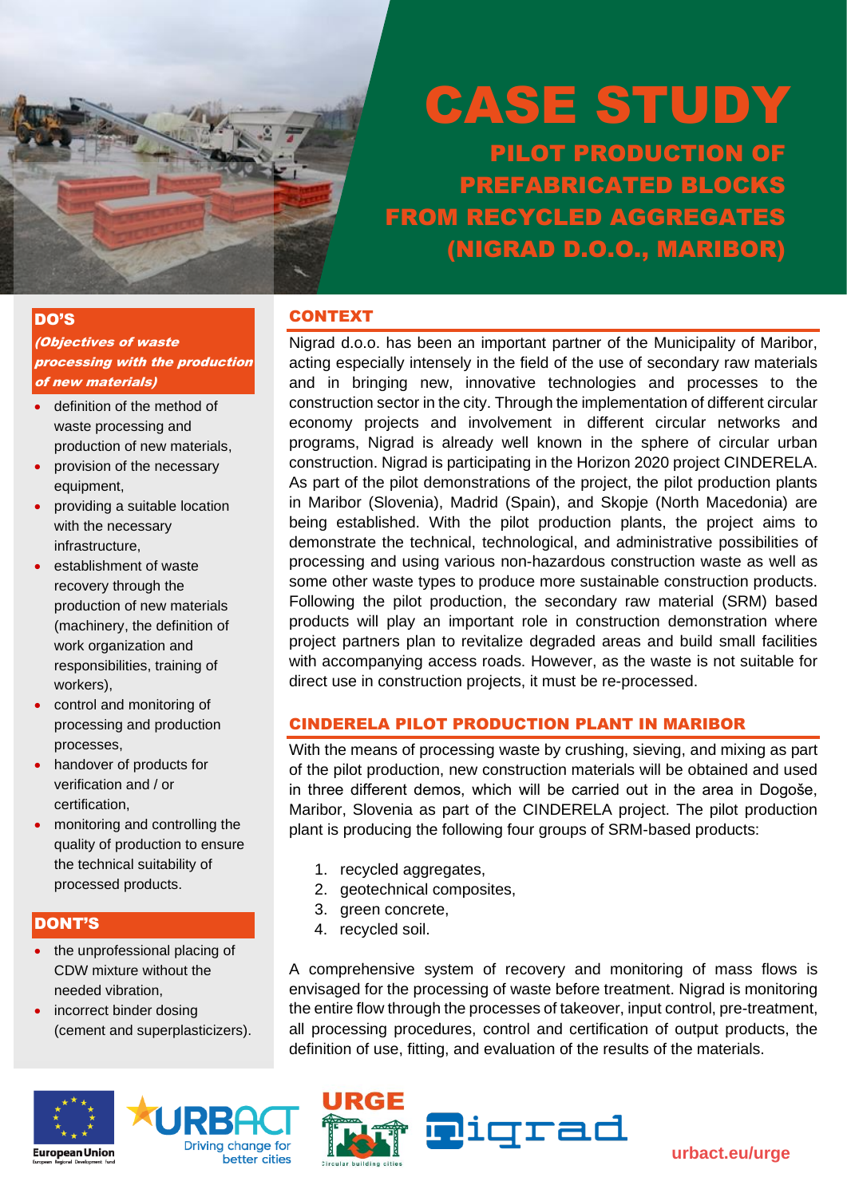# CASE STUDY

## PILOT PRODUCTION OF PREFABRICATED BLOCKS FROM RECYCLED AGGREGATES (NIGRAD D.O.O., MARIBOR)

### CONTEXT

Nigrad d.o.o. has been an important partner of the Municipality of Maribor, acting especially intensely in the field of the use of secondary raw materials and in bringing new, innovative technologies and processes to the construction sector in the city. Through the implementation of different circular economy projects and involvement in different circular networks and programs, Nigrad is already well known in the sphere of circular urban construction. Nigrad is participating in the Horizon 2020 project CINDERELA. As part of the pilot demonstrations of the project, the pilot production plants in Maribor (Slovenia), Madrid (Spain), and Skopje (North Macedonia) are being established. With the pilot production plants, the project aims to demonstrate the technical, technological, and administrative possibilities of processing and using various non-hazardous construction waste as well as some other waste types to produce more sustainable construction products. Following the pilot production, the secondary raw material (SRM) based products will play an important role in construction demonstration where project partners plan to revitalize degraded areas and build small facilities with accompanying access roads. However, as the waste is not suitable for direct use in construction projects, it must be re-processed.

### CINDERELA PILOT PRODUCTION PLANT IN MARIBOR

With the means of processing waste by crushing, sieving, and mixing as part of the pilot production, new construction materials will be obtained and used in three different demos, which will be carried out in the area in Dogoše, Maribor, Slovenia as part of the CINDERELA project. The pilot production plant is producing the following four groups of SRM-based products:

1. recycled aggregates,
2. geotechnical composites,
3. green concrete,
4. recycled soil.

A comprehensive system of recovery and monitoring of mass flows is envisaged for the processing of waste before treatment. Nigrad is monitoring the entire flow through the processes of takeover, input control, pre-treatment, all processing procedures, control and certification of output products, the definition of use, fitting, and evaluation of the results of the materials.

### DO'S

***(Objectives of waste processing with the production of new materials)***

- definition of the method of waste processing and production of new materials,
- provision of the necessary equipment,
- providing a suitable location with the necessary infrastructure,
- establishment of waste recovery through the production of new materials (machinery, the definition of work organization and responsibilities, training of workers),
- control and monitoring of processing and production processes,
- handover of products for verification and / or certification,
- monitoring and controlling the quality of production to ensure the technical suitability of processed products.

### DONT'S

- the unprofessional placing of CDW mixture without the needed vibration,
- incorrect binder dosing (cement and superplasticizers).

European Union — European Regional Development Fund | URBACT — Driving change for better cities | URGE — Circular building cities | Nigrad

urbact.eu/urge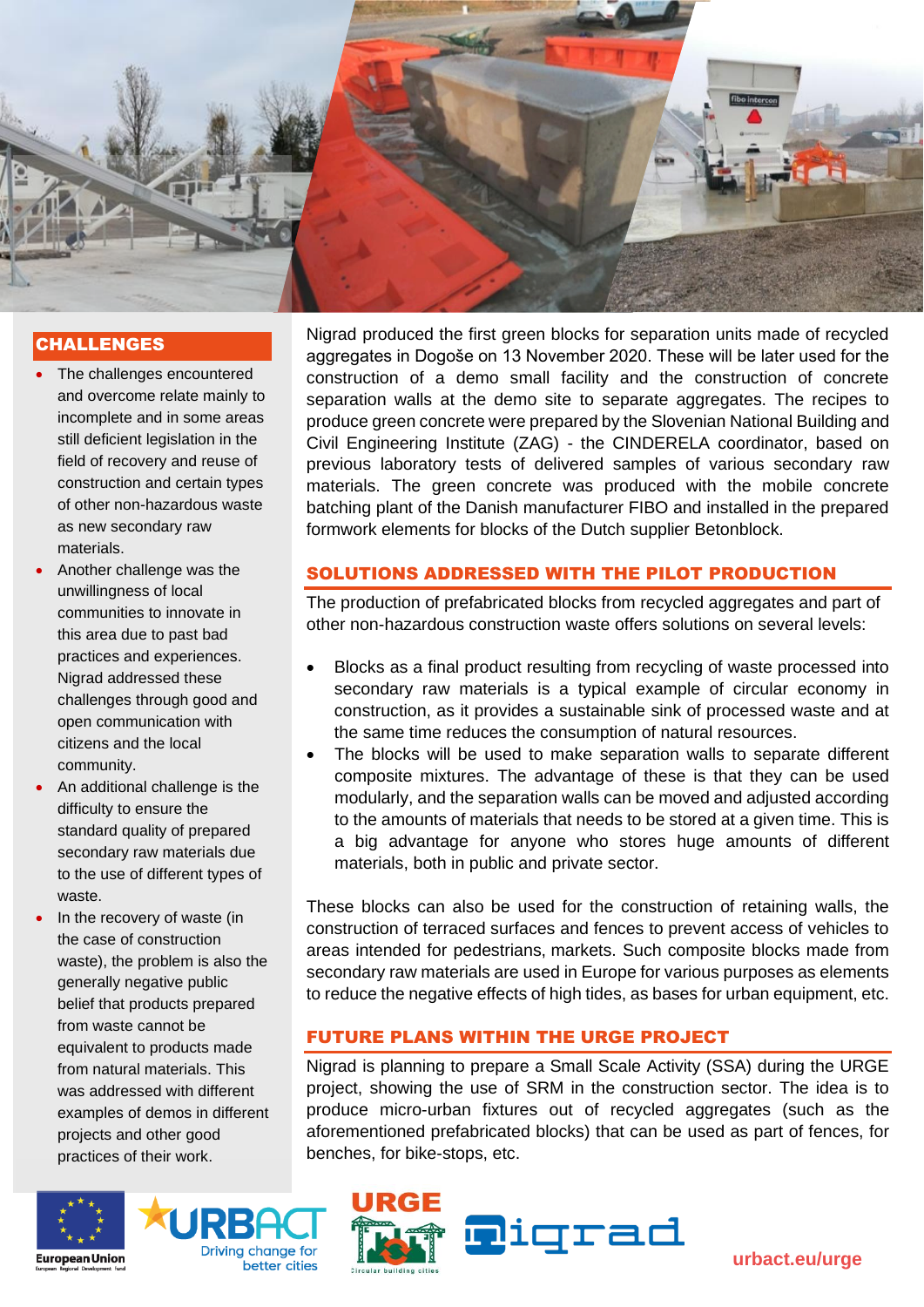## CHALLENGES

- The challenges encountered and overcome relate mainly to incomplete and in some areas still deficient legislation in the field of recovery and reuse of construction and certain types of other non-hazardous waste as new secondary raw materials.
- Another challenge was the unwillingness of local communities to innovate in this area due to past bad practices and experiences. Nigrad addressed these challenges through good and open communication with citizens and the local community.
- An additional challenge is the difficulty to ensure the standard quality of prepared secondary raw materials due to the use of different types of waste.
- In the recovery of waste (in the case of construction waste), the problem is also the generally negative public belief that products prepared from waste cannot be equivalent to products made from natural materials. This was addressed with different examples of demos in different projects and other good practices of their work.

Nigrad produced the first green blocks for separation units made of recycled aggregates in Dogoše on 13 November 2020. These will be later used for the construction of a demo small facility and the construction of concrete separation walls at the demo site to separate aggregates. The recipes to produce green concrete were prepared by the Slovenian National Building and Civil Engineering Institute (ZAG) - the CINDERELA coordinator, based on previous laboratory tests of delivered samples of various secondary raw materials. The green concrete was produced with the mobile concrete batching plant of the Danish manufacturer FIBO and installed in the prepared formwork elements for blocks of the Dutch supplier Betonblock.

## SOLUTIONS ADDRESSED WITH THE PILOT PRODUCTION

The production of prefabricated blocks from recycled aggregates and part of other non-hazardous construction waste offers solutions on several levels:

- Blocks as a final product resulting from recycling of waste processed into secondary raw materials is a typical example of circular economy in construction, as it provides a sustainable sink of processed waste and at the same time reduces the consumption of natural resources.
- The blocks will be used to make separation walls to separate different composite mixtures. The advantage of these is that they can be used modularly, and the separation walls can be moved and adjusted according to the amounts of materials that needs to be stored at a given time. This is a big advantage for anyone who stores huge amounts of different materials, both in public and private sector.

These blocks can also be used for the construction of retaining walls, the construction of terraced surfaces and fences to prevent access of vehicles to areas intended for pedestrians, markets. Such composite blocks made from secondary raw materials are used in Europe for various purposes as elements to reduce the negative effects of high tides, as bases for urban equipment, etc.

## FUTURE PLANS WITHIN THE URGE PROJECT

Nigrad is planning to prepare a Small Scale Activity (SSA) during the URGE project, showing the use of SRM in the construction sector. The idea is to produce micro-urban fixtures out of recycled aggregates (such as the aforementioned prefabricated blocks) that can be used as part of fences, for benches, for bike-stops, etc.

urbact.eu/urge